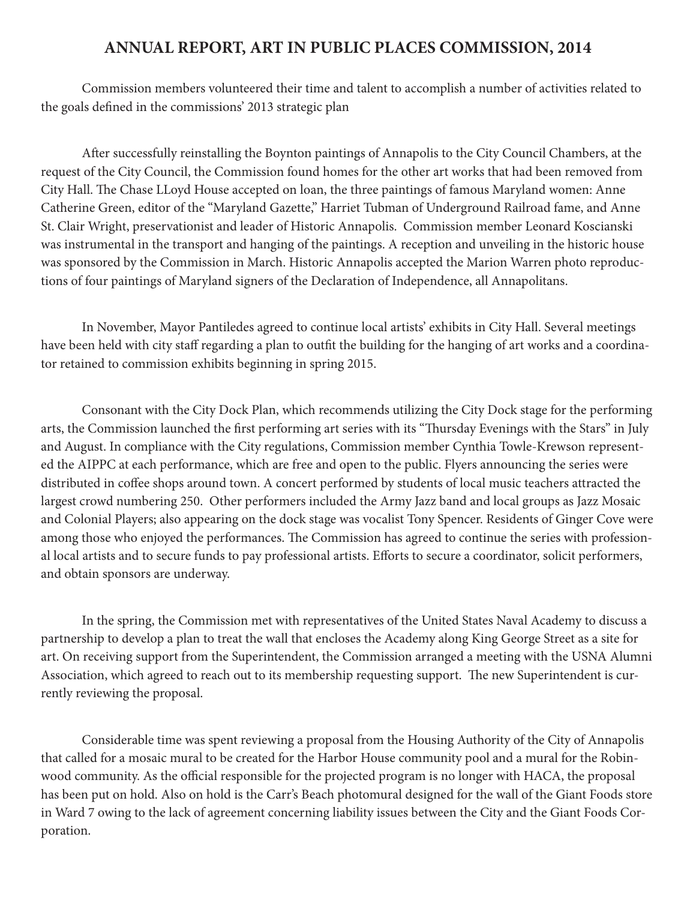# ANNUAL REPORT, ART IN PUBLIC PLACES COMMISSION, 2014

Commission members volunteered their time and talent to accomplish a number of activities related to the goals defined in the commissions' 2013 strategic plan

After successfully reinstalling the Boynton paintings of Annapolis to the City Council Chambers, at the request of the City Council, the Commission found homes for the other art works that had been removed from City Hall. The Chase LLoyd House accepted on loan, the three paintings of famous Maryland women: Anne Catherine Green, editor of the "Maryland Gazette," Harriet Tubman of Underground Railroad fame, and Anne St. Clair Wright, preservationist and leader of Historic Annapolis. Commission member Leonard Koscianski was instrumental in the transport and hanging of the paintings. A reception and unveiling in the historic house was sponsored by the Commission in March. Historic Annapolis accepted the Marion Warren photo reproductions of four paintings of Maryland signers of the Declaration of Independence, all Annapolitans.

In November, Mayor Pantiledes agreed to continue local artists' exhibits in City Hall. Several meetings have been held with city staff regarding a plan to outfit the building for the hanging of art works and a coordinator retained to commission exhibits beginning in spring 2015.

Consonant with the City Dock Plan, which recommends utilizing the City Dock stage for the performing arts, the Commission launched the first performing art series with its "Thursday Evenings with the Stars" in July and August. In compliance with the City regulations, Commission member Cynthia Towle-Krewson represented the AIPPC at each performance, which are free and open to the public. Flyers announcing the series were distributed in coffee shops around town. A concert performed by students of local music teachers attracted the largest crowd numbering 250. Other performers included the Army Jazz band and local groups as Jazz Mosaic and Colonial Players; also appearing on the dock stage was vocalist Tony Spencer. Residents of Ginger Cove were among those who enjoyed the performances. The Commission has agreed to continue the series with professional local artists and to secure funds to pay professional artists. Efforts to secure a coordinator, solicit performers, and obtain sponsors are underway.

In the spring, the Commission met with representatives of the United States Naval Academy to discuss a partnership to develop a plan to treat the wall that encloses the Academy along King George Street as a site for art. On receiving support from the Superintendent, the Commission arranged a meeting with the USNA Alumni Association, which agreed to reach out to its membership requesting support. The new Superintendent is currently reviewing the proposal.

Considerable time was spent reviewing a proposal from the Housing Authority of the City of Annapolis that called for a mosaic mural to be created for the Harbor House community pool and a mural for the Robinwood community. As the official responsible for the projected program is no longer with HACA, the proposal has been put on hold. Also on hold is the Carr's Beach photomural designed for the wall of the Giant Foods store in Ward 7 owing to the lack of agreement concerning liability issues between the City and the Giant Foods Corporation.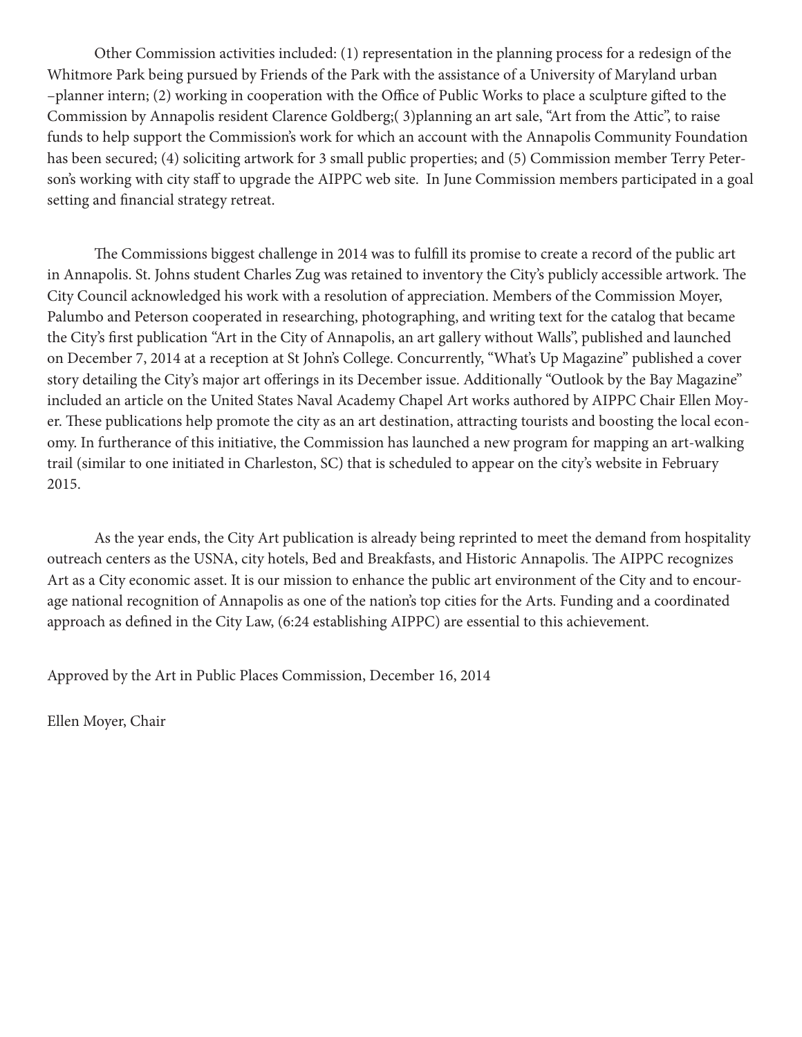Other Commission activities included: (1) representation in the planning process for a redesign of the Whitmore Park being pursued by Friends of the Park with the assistance of a University of Maryland urban –planner intern; (2) working in cooperation with the Office of Public Works to place a sculpture gifted to the Commission by Annapolis resident Clarence Goldberg;( 3)planning an art sale, "Art from the Attic", to raise funds to help support the Commission's work for which an account with the Annapolis Community Foundation has been secured; (4) soliciting artwork for 3 small public properties; and (5) Commission member Terry Peterson's working with city staff to upgrade the AIPPC web site. In June Commission members participated in a goal setting and financial strategy retreat.

The Commissions biggest challenge in 2014 was to fulfill its promise to create a record of the public art in Annapolis. St. Johns student Charles Zug was retained to inventory the City's publicly accessible artwork. The City Council acknowledged his work with a resolution of appreciation. Members of the Commission Moyer, Palumbo and Peterson cooperated in researching, photographing, and writing text for the catalog that became the City's first publication "Art in the City of Annapolis, an art gallery without Walls", published and launched on December 7, 2014 at a reception at St John's College. Concurrently, "What's Up Magazine" published a cover story detailing the City's major art offerings in its December issue. Additionally "Outlook by the Bay Magazine" included an article on the United States Naval Academy Chapel Art works authored by AIPPC Chair Ellen Moyer. These publications help promote the city as an art destination, attracting tourists and boosting the local economy. In furtherance of this initiative, the Commission has launched a new program for mapping an art-walking trail (similar to one initiated in Charleston, SC) that is scheduled to appear on the city's website in February 2015.

As the year ends, the City Art publication is already being reprinted to meet the demand from hospitality outreach centers as the USNA, city hotels, Bed and Breakfasts, and Historic Annapolis. The AIPPC recognizes Art as a City economic asset. It is our mission to enhance the public art environment of the City and to encourage national recognition of Annapolis as one of the nation's top cities for the Arts. Funding and a coordinated approach as defined in the City Law, (6:24 establishing AIPPC) are essential to this achievement.

Approved by the Art in Public Places Commission, December 16, 2014

Ellen Moyer, Chair